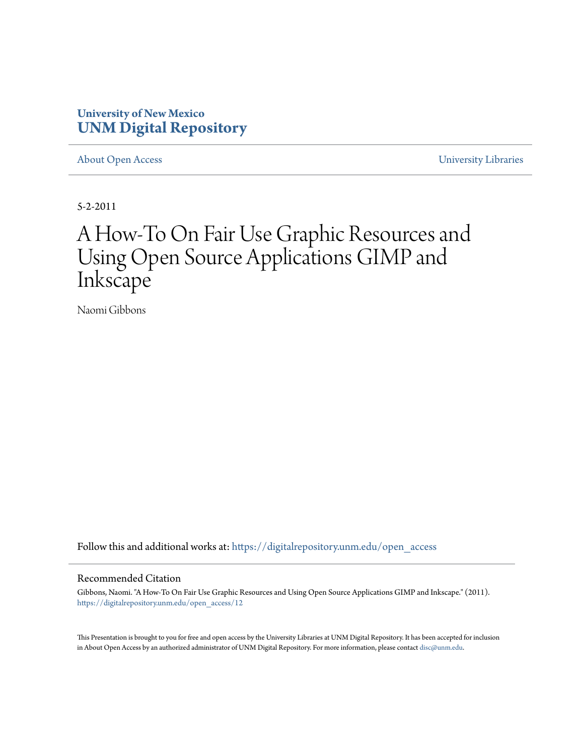University of New Mexico
**UNM Digital Repository**

About Open Access | University Libraries

5-2-2011

# A How-To On Fair Use Graphic Resources and Using Open Source Applications GIMP and Inkscape

Naomi Gibbons

Follow this and additional works at: https://digitalrepository.unm.edu/open_access

## Recommended Citation

Gibbons, Naomi. "A How-To On Fair Use Graphic Resources and Using Open Source Applications GIMP and Inkscape." (2011). https://digitalrepository.unm.edu/open_access/12

This Presentation is brought to you for free and open access by the University Libraries at UNM Digital Repository. It has been accepted for inclusion in About Open Access by an authorized administrator of UNM Digital Repository. For more information, please contact disc@unm.edu.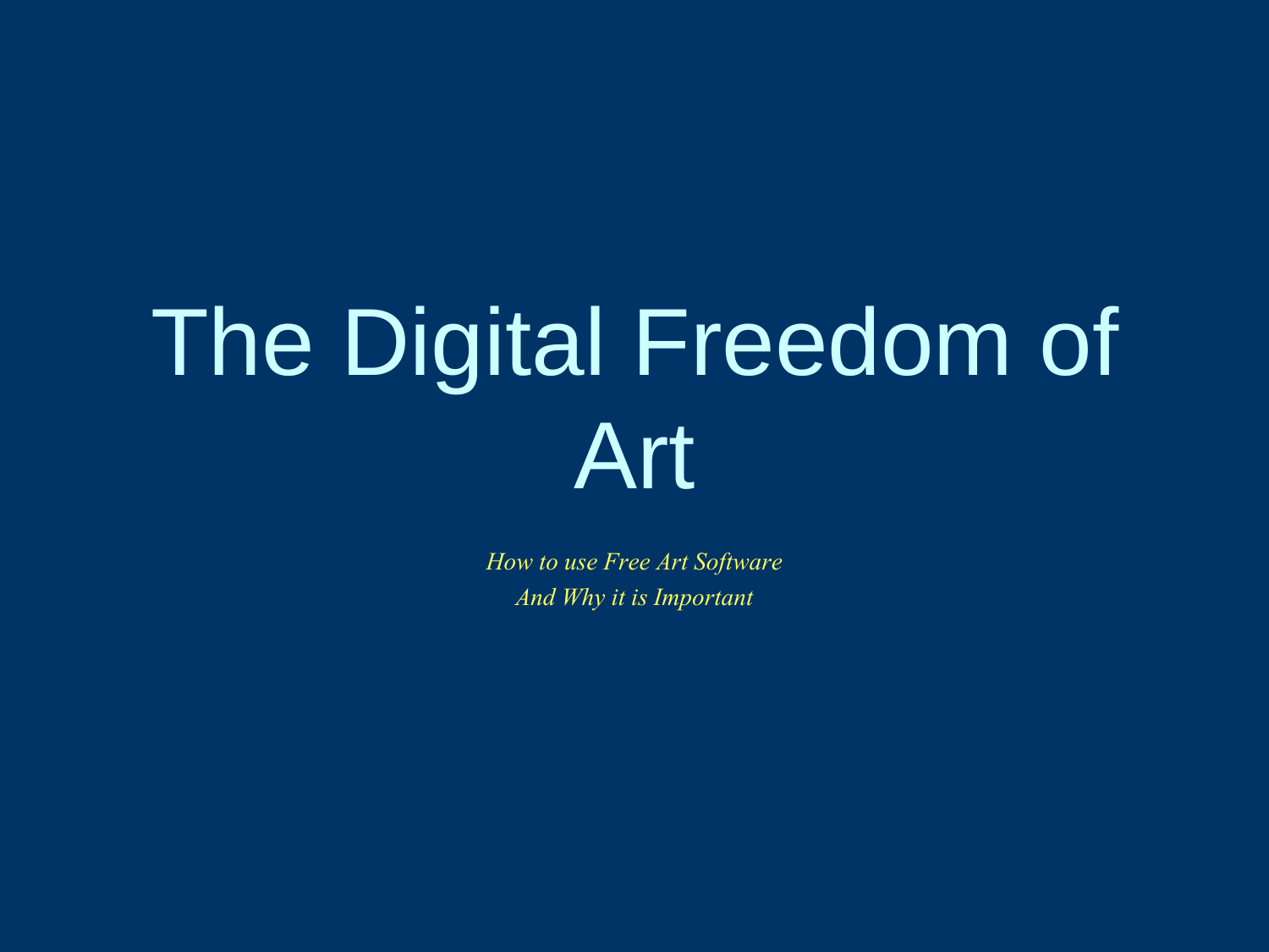# The Digital Freedom of Art

*How to use Free Art Software*
*And Why it is Important*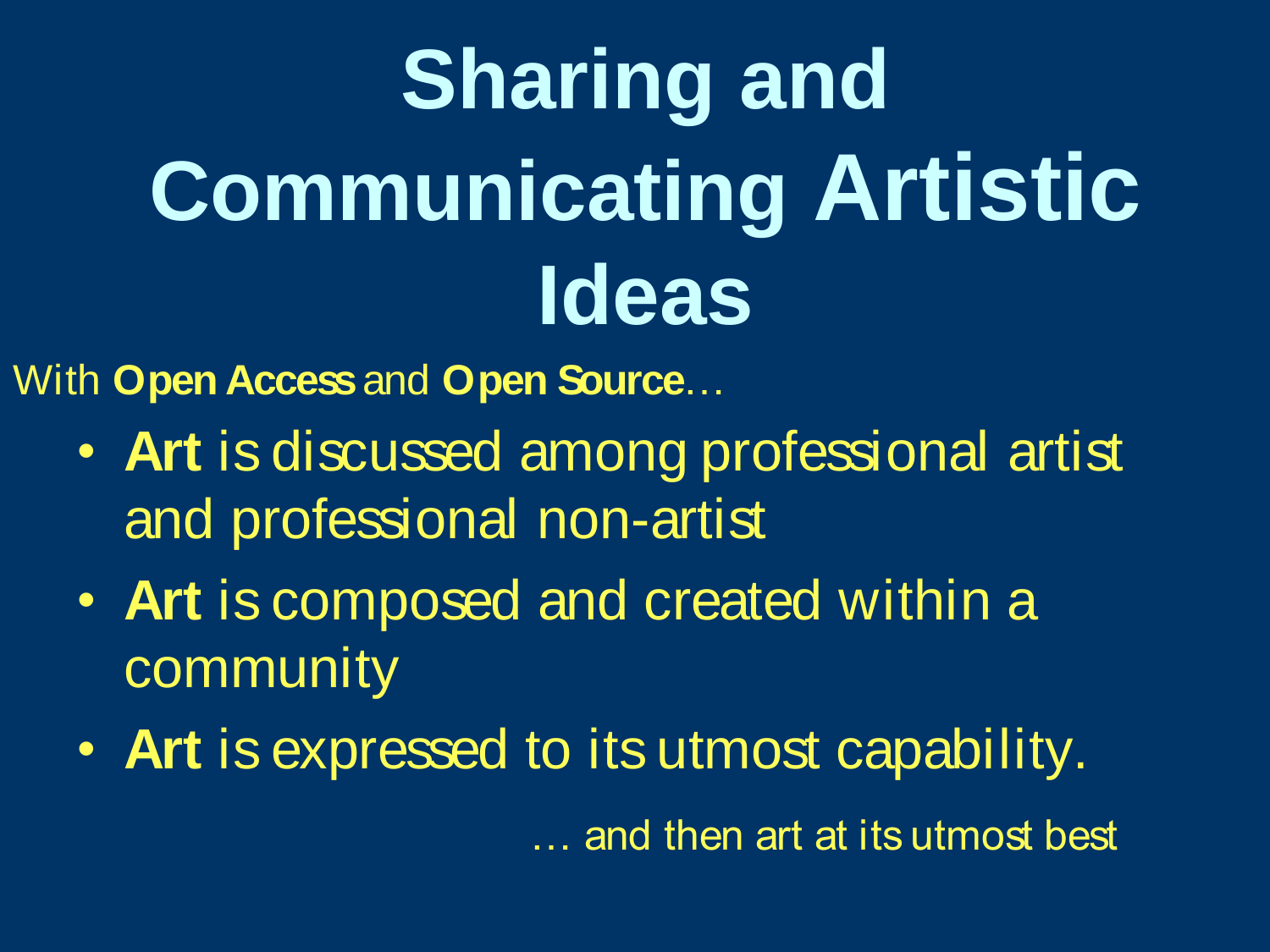# Sharing and Communicating Artistic Ideas

With **Open Access** and **Open Source**…

- **Art** is discussed among professional artist and professional non-artist
- **Art** is composed and created within a community
- **Art** is expressed to its utmost capability.

… and then art at its utmost best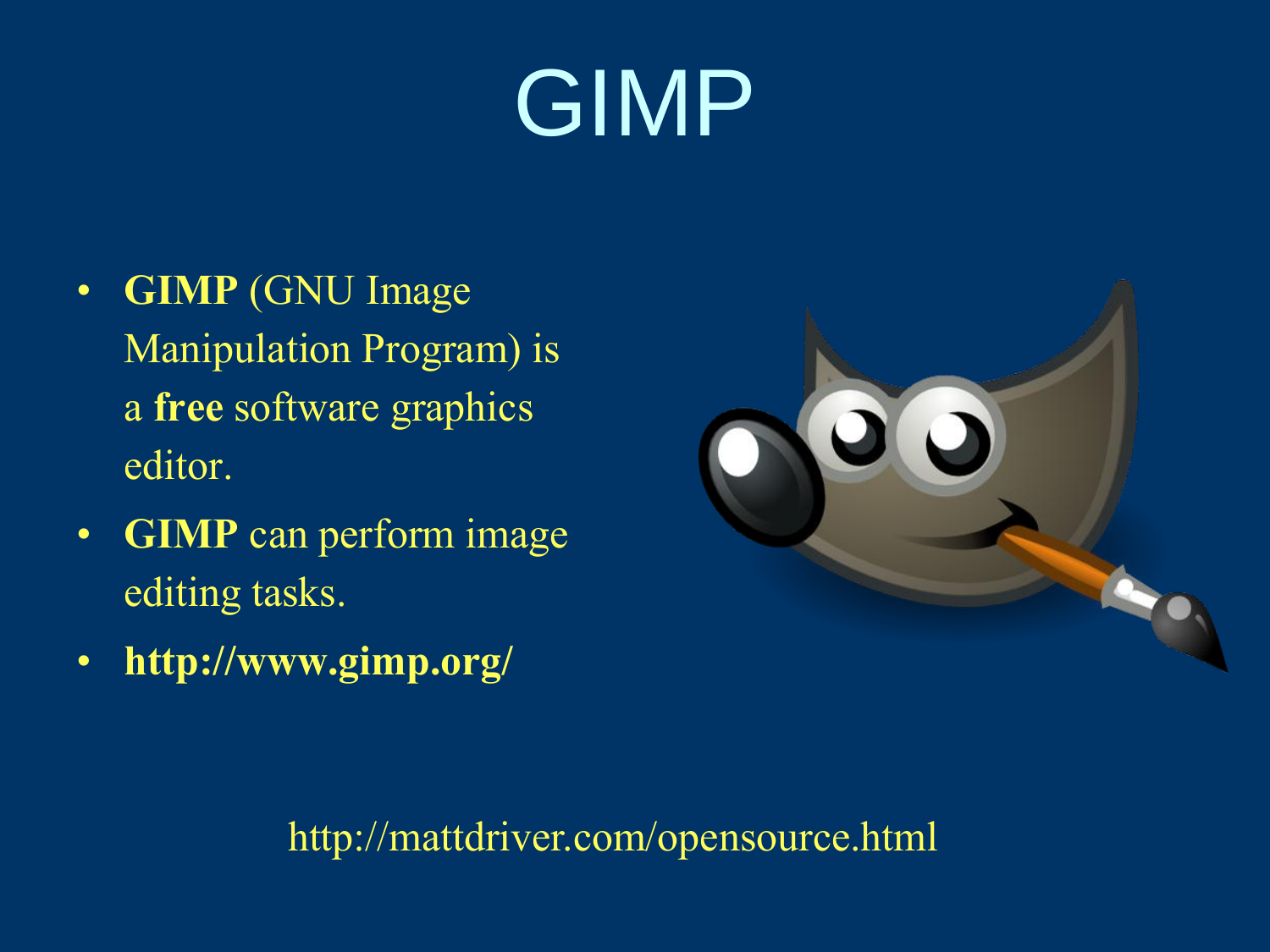# GIMP

- **GIMP** (GNU Image Manipulation Program) is a **free** software graphics editor.
- **GIMP** can perform image editing tasks.
- **http://www.gimp.org/**

http://mattdriver.com/opensource.html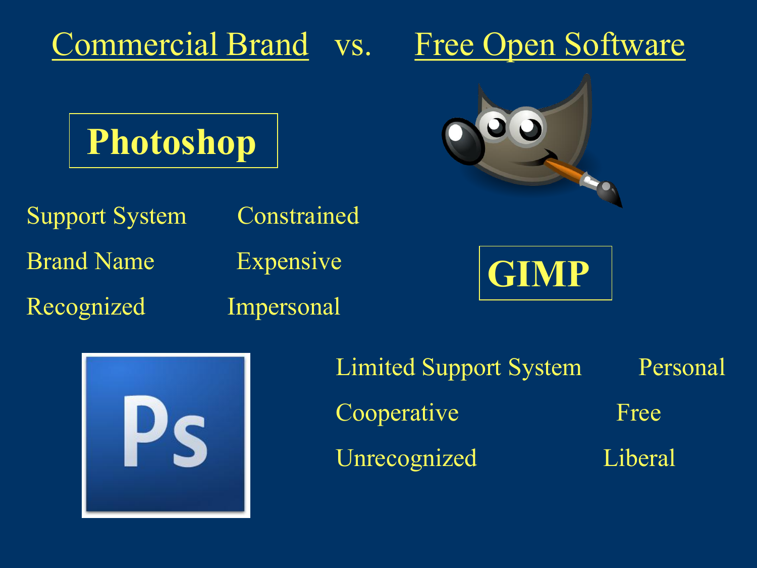# Commercial Brand vs. Free Open Software

## Photoshop

Support System Constrained

Brand Name Expensive

Recognized Impersonal

## GIMP

Limited Support System Personal

Cooperative Free

Unrecognized Liberal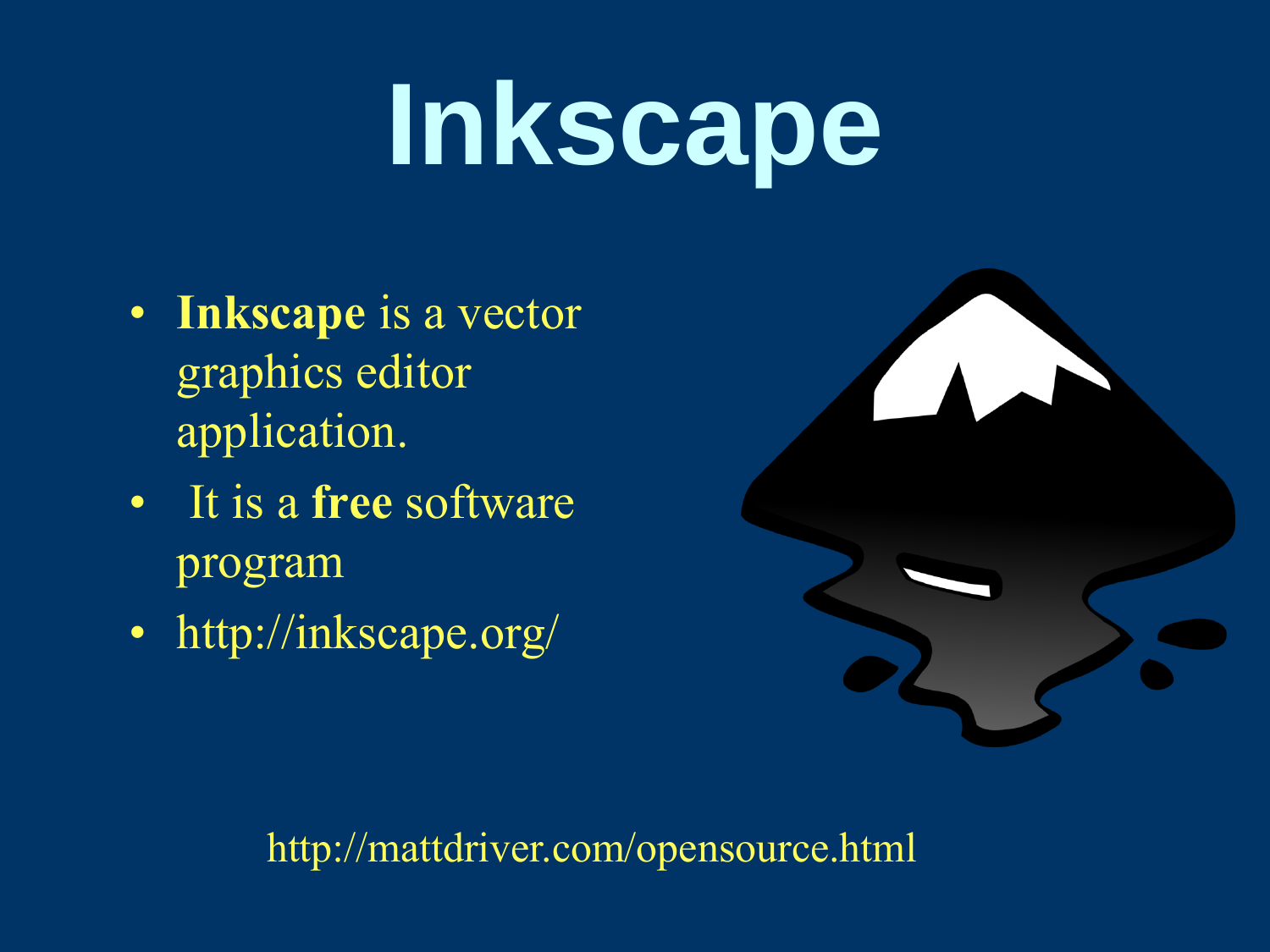# Inkscape

- **Inkscape** is a vector graphics editor application.
- It is a **free** software program
- http://inkscape.org/

http://mattdriver.com/opensource.html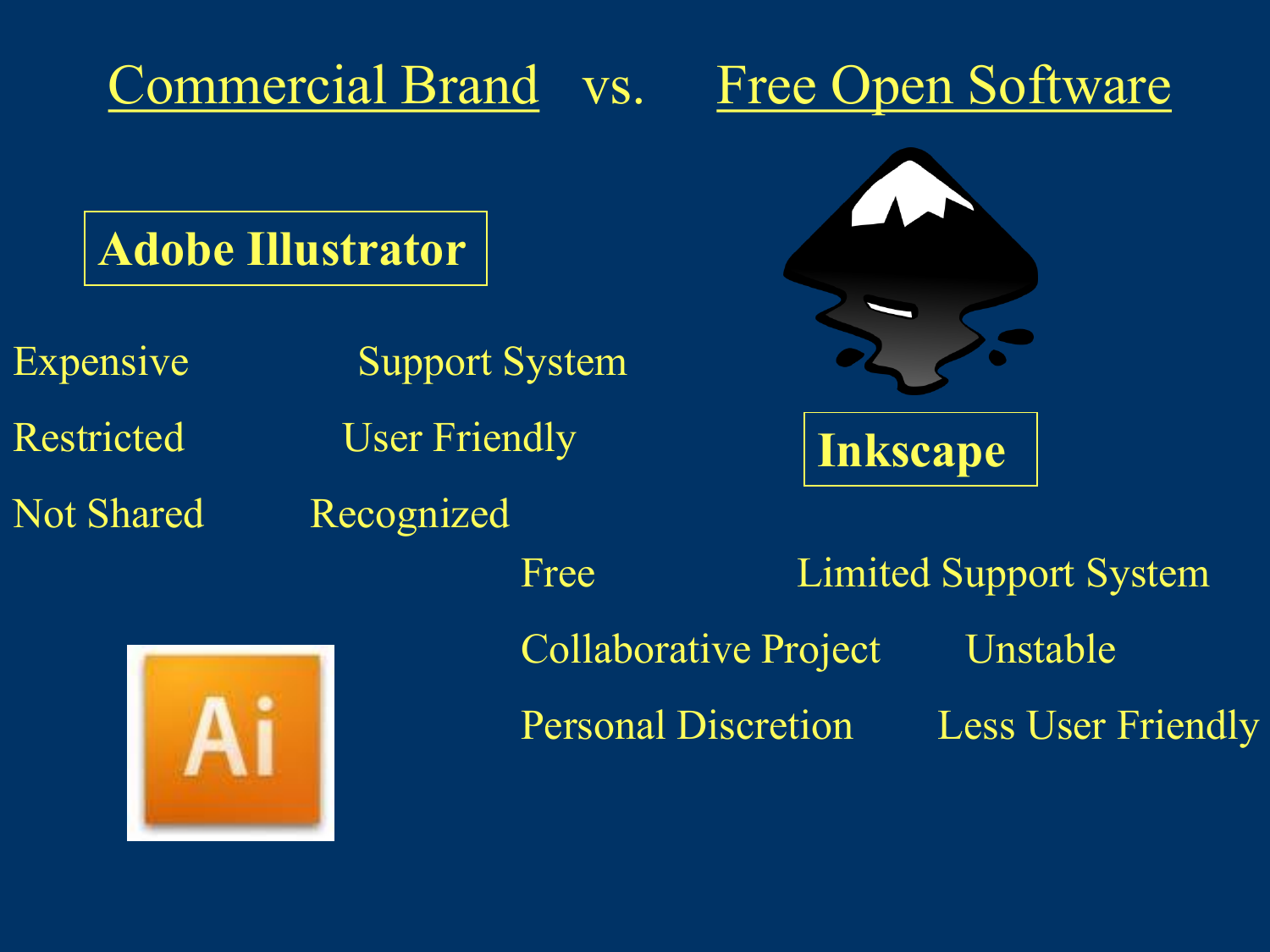# Commercial Brand vs. Free Open Software

## Adobe Illustrator

- Expensive
- Restricted
- Not Shared
- Support System
- User Friendly
- Recognized

## Inkscape

- Free
- Collaborative Project
- Personal Discretion
- Limited Support System
- Unstable
- Less User Friendly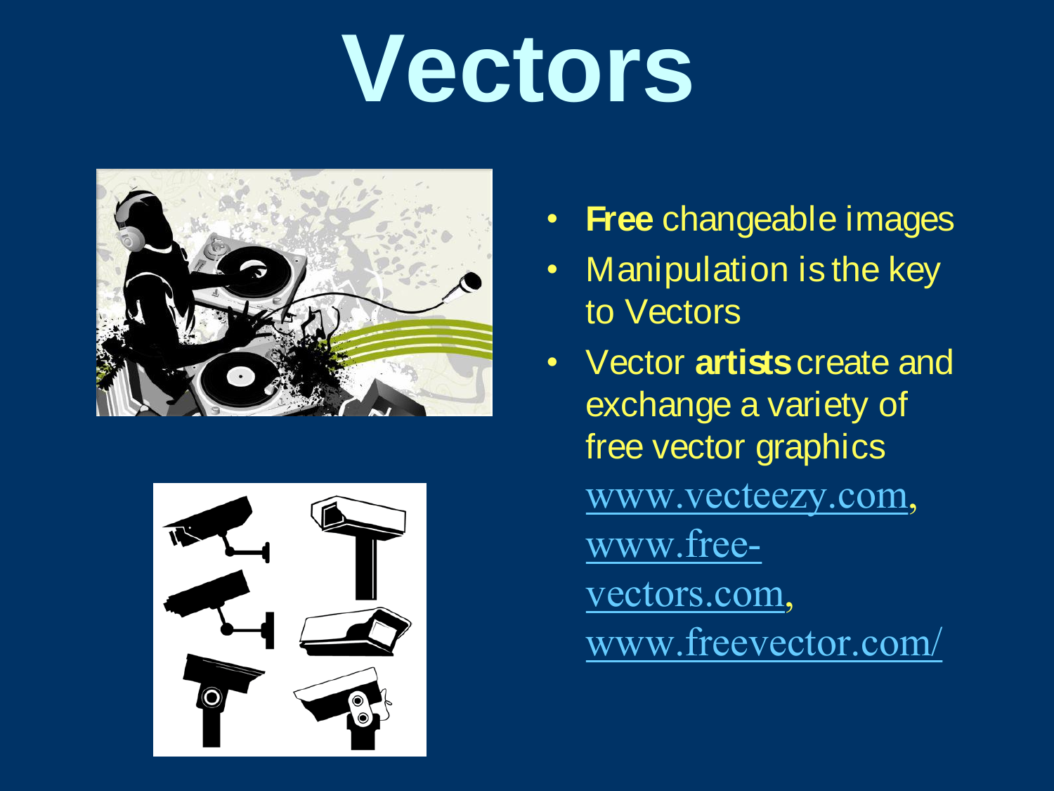# Vectors

- **Free** changeable images
- Manipulation is the key to Vectors
- Vector **artists** create and exchange a variety of free vector graphics
  www.vecteezy.com, www.free-vectors.com, www.freevector.com/